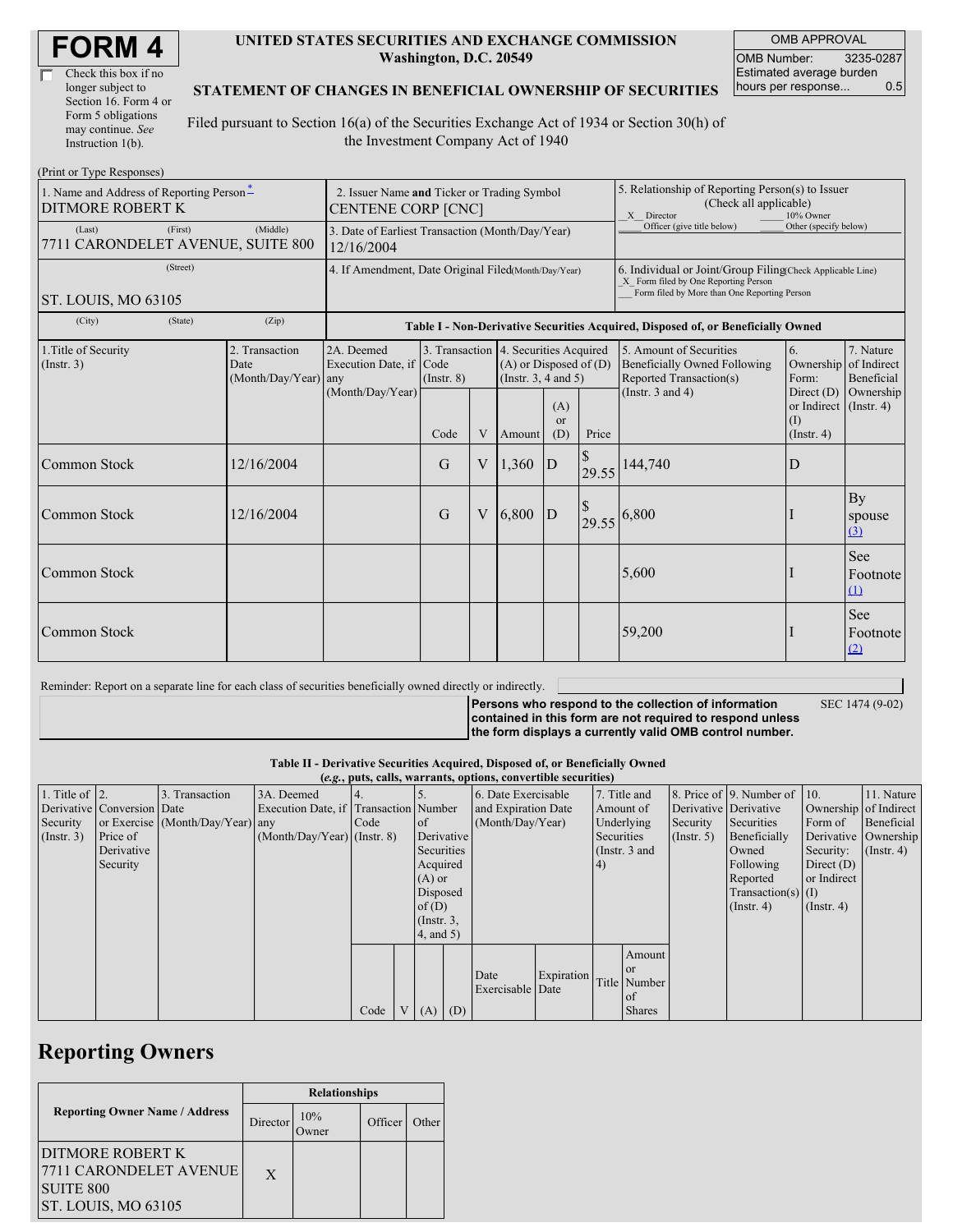# FORM 4

☐ Check this box if no longer subject to Section 16. Form 4 or Form 5 obligations may continue. *See* Instruction 1(b).

**UNITED STATES SECURITIES AND EXCHANGE COMMISSION**
**Washington, D.C. 20549**

**STATEMENT OF CHANGES IN BENEFICIAL OWNERSHIP OF SECURITIES**

Filed pursuant to Section 16(a) of the Securities Exchange Act of 1934 or Section 30(h) of the Investment Company Act of 1940

| OMB APPROVAL | |
|---|---|
| OMB Number: | 3235-0287 |
| Estimated average burden hours per response... | 0.5 |

(Print or Type Responses)

| 1. Name and Address of Reporting Person * | 2. Issuer Name and Ticker or Trading Symbol | 5. Relationship of Reporting Person(s) to Issuer (Check all applicable) |
|---|---|---|
| DITMORE ROBERT K | CENTENE CORP [CNC] | _X_ Director ___ 10% Owner ___ Officer (give title below) ___ Other (specify below) |
| (Last) (First) (Middle) 7711 CARONDELET AVENUE, SUITE 800 | 3. Date of Earliest Transaction (Month/Day/Year) 12/16/2004 | |
| (Street) ST. LOUIS, MO 63105 | 4. If Amendment, Date Original Filed (Month/Day/Year) | 6. Individual or Joint/Group Filing (Check Applicable Line) _X_ Form filed by One Reporting Person ___ Form filed by More than One Reporting Person |
| (City) (State) (Zip) | | |

**Table I - Non-Derivative Securities Acquired, Disposed of, or Beneficially Owned**

| 1.Title of Security (Instr. 3) | 2. Transaction Date (Month/Day/Year) | 2A. Deemed Execution Date, if any (Month/Day/Year) | 3. Transaction Code (Instr. 8) | | 4. Securities Acquired (A) or Disposed of (D) (Instr. 3, 4 and 5) | | | 5. Amount of Securities Beneficially Owned Following Reported Transaction(s) (Instr. 3 and 4) | 6. Ownership Form: Direct (D) or Indirect (I) (Instr. 4) | 7. Nature of Indirect Beneficial Ownership (Instr. 4) |
|---|---|---|---|---|---|---|---|---|---|---|
| | | | Code | V | Amount | (A) or (D) | Price | | | |
| Common Stock | 12/16/2004 | | G | V | 1,360 | D | $ 29.55 | 144,740 | D | |
| Common Stock | 12/16/2004 | | G | V | 6,800 | D | $ 29.55 | 6,800 | I | By spouse (3) |
| Common Stock | | | | | | | | 5,600 | I | See Footnote (1) |
| Common Stock | | | | | | | | 59,200 | I | See Footnote (2) |

Reminder: Report on a separate line for each class of securities beneficially owned directly or indirectly.

**Persons who respond to the collection of information contained in this form are not required to respond unless the form displays a currently valid OMB control number.** SEC 1474 (9-02)

**Table II - Derivative Securities Acquired, Disposed of, or Beneficially Owned**
**(*e.g.*, puts, calls, warrants, options, convertible securities)**

| 1. Title of Derivative Security (Instr. 3) | 2. Conversion or Exercise Price of Derivative Security | 3. Transaction Date (Month/Day/Year) | 3A. Deemed Execution Date, if any (Month/Day/Year) | 4. Transaction Code (Instr. 8) | | 5. Number of Derivative Securities Acquired (A) or Disposed of (D) (Instr. 3, 4, and 5) | | 6. Date Exercisable and Expiration Date (Month/Day/Year) | | 7. Title and Amount of Underlying Securities (Instr. 3 and 4) | | 8. Price of Derivative Security (Instr. 5) | 9. Number of Derivative Securities Beneficially Owned Following Reported Transaction(s) (Instr. 4) | 10. Ownership Form of Derivative Security: Direct (D) or Indirect (I) (Instr. 4) | 11. Nature of Indirect Beneficial Ownership (Instr. 4) |
|---|---|---|---|---|---|---|---|---|---|---|---|---|---|---|---|
| | | | | Code | V | (A) | (D) | Date Exercisable | Expiration Date | Title | Amount or Number of Shares | | | | |

## Reporting Owners

| Reporting Owner Name / Address | Relationships | | | |
|---|---|---|---|---|
| | Director | 10% Owner | Officer | Other |
| DITMORE ROBERT K 7711 CARONDELET AVENUE SUITE 800 ST. LOUIS, MO 63105 | X | | | |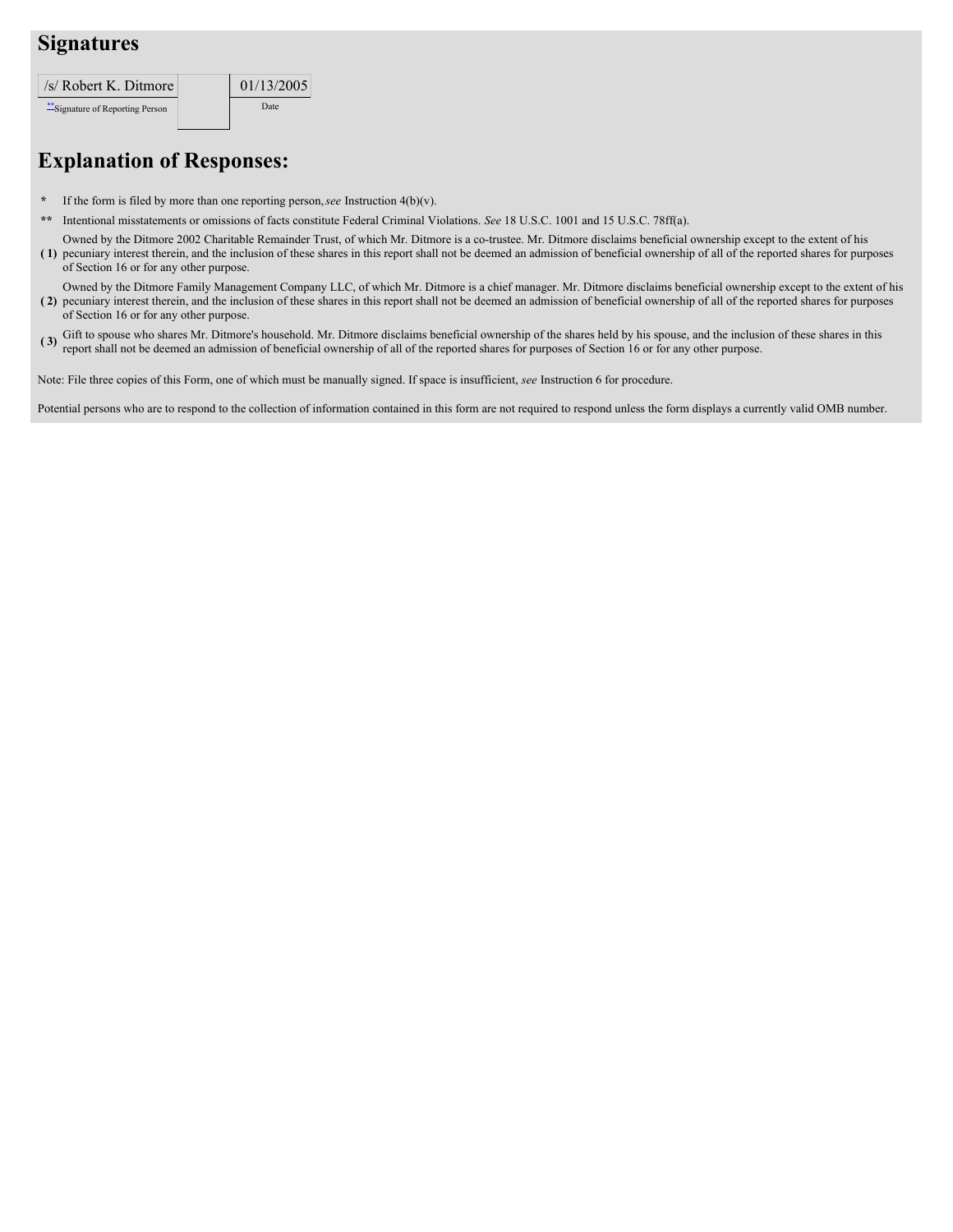## Signatures

| | | |
|---|---|---|
| /s/ Robert K. Ditmore | | 01/13/2005 |
| ** Signature of Reporting Person | | Date |

## Explanation of Responses:

\* If the form is filed by more than one reporting person, *see* Instruction 4(b)(v).

\*\* Intentional misstatements or omissions of facts constitute Federal Criminal Violations. *See* 18 U.S.C. 1001 and 15 U.S.C. 78ff(a).

**( 1)** Owned by the Ditmore 2002 Charitable Remainder Trust, of which Mr. Ditmore is a co-trustee. Mr. Ditmore disclaims beneficial ownership except to the extent of his pecuniary interest therein, and the inclusion of these shares in this report shall not be deemed an admission of beneficial ownership of all of the reported shares for purposes of Section 16 or for any other purpose.

**( 2)** Owned by the Ditmore Family Management Company LLC, of which Mr. Ditmore is a chief manager. Mr. Ditmore disclaims beneficial ownership except to the extent of his pecuniary interest therein, and the inclusion of these shares in this report shall not be deemed an admission of beneficial ownership of all of the reported shares for purposes of Section 16 or for any other purpose.

**( 3)** Gift to spouse who shares Mr. Ditmore's household. Mr. Ditmore disclaims beneficial ownership of the shares held by his spouse, and the inclusion of these shares in this report shall not be deemed an admission of beneficial ownership of all of the reported shares for purposes of Section 16 or for any other purpose.

Note: File three copies of this Form, one of which must be manually signed. If space is insufficient, *see* Instruction 6 for procedure.

Potential persons who are to respond to the collection of information contained in this form are not required to respond unless the form displays a currently valid OMB number.